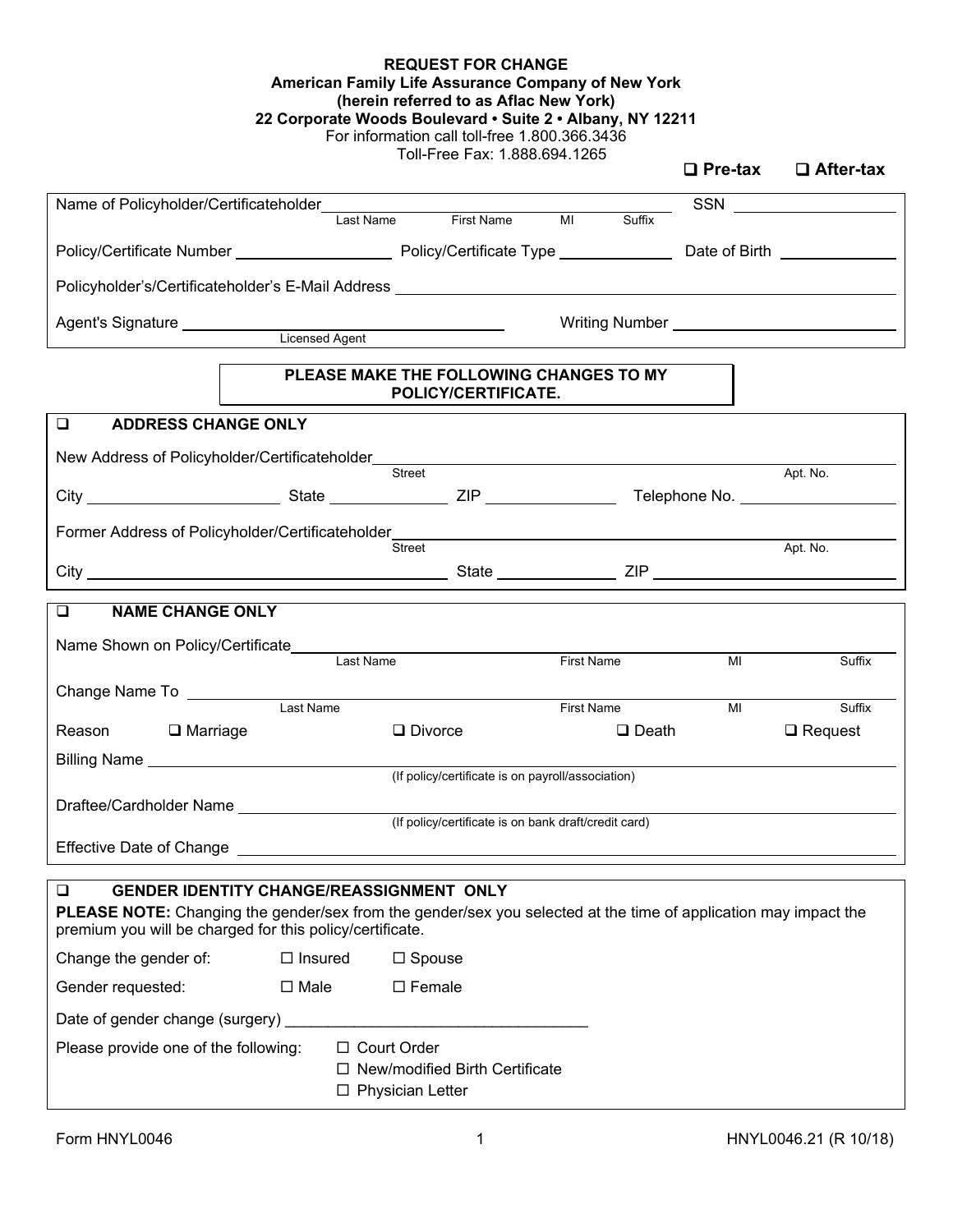**REQUEST FOR CHANGE**
**American Family Life Assurance Company of New York**
**(herein referred to as Aflac New York)**
**22 Corporate Woods Boulevard • Suite 2 • Albany, NY 12211**
For information call toll-free 1.800.366.3436
Toll-Free Fax: 1.888.694.1265

❑ **Pre-tax** ❑ **After-tax**

Name of Policyholder/Certificateholder ______________________ (Last Name, First Name, MI, Suffix) SSN ______________

Policy/Certificate Number ______________ Policy/Certificate Type ______________ Date of Birth ______________

Policyholder's/Certificateholder's E-Mail Address ______________________________

Agent's Signature ______________________ (Licensed Agent) Writing Number ______________

**PLEASE MAKE THE FOLLOWING CHANGES TO MY POLICY/CERTIFICATE.**

## ❑ ADDRESS CHANGE ONLY

New Address of Policyholder/Certificateholder ______________________ (Street, Apt. No.)

City ______________ State ______________ ZIP ______________ Telephone No. ______________

Former Address of Policyholder/Certificateholder ______________________ (Street, Apt. No.)

City ______________ State ______________ ZIP ______________

## ❑ NAME CHANGE ONLY

Name Shown on Policy/Certificate ______________________ (Last Name, First Name, MI, Suffix)

Change Name To ______________________ (Last Name, First Name, MI, Suffix)

Reason ❑ Marriage ❑ Divorce ❑ Death ❑ Request

Billing Name ______________________ (If policy/certificate is on payroll/association)

Draftee/Cardholder Name ______________________ (If policy/certificate is on bank draft/credit card)

Effective Date of Change ______________________

## ❑ GENDER IDENTITY CHANGE/REASSIGNMENT ONLY

**PLEASE NOTE:** Changing the gender/sex from the gender/sex you selected at the time of application may impact the premium you will be charged for this policy/certificate.

Change the gender of: ☐ Insured ☐ Spouse

Gender requested: ☐ Male ☐ Female

Date of gender change (surgery) ______________________

Please provide one of the following:
- ☐ Court Order
- ☐ New/modified Birth Certificate
- ☐ Physician Letter

Form HNYL0046 HNYL0046.21 (R 10/18)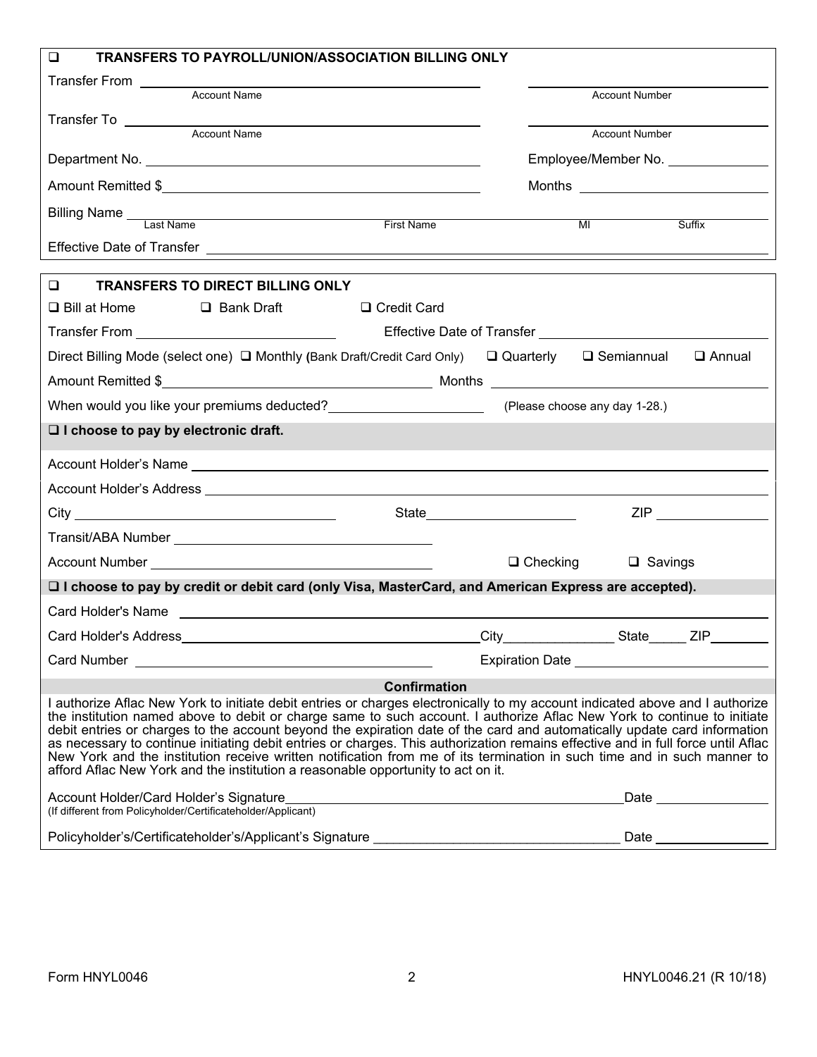## ❑ TRANSFERS TO PAYROLL/UNION/ASSOCIATION BILLING ONLY

Transfer From ______________________________ (Account Name) ______________________________ (Account Number)

Transfer To ______________________________ (Account Name) ______________________________ (Account Number)

Department No. ______________________________ Employee/Member No. ______________

Amount Remitted $______________________________ Months ______________

Billing Name ______________ (Last Name) ______________ (First Name) ______ (MI) ______ (Suffix)

Effective Date of Transfer ______________________________

## ❑ TRANSFERS TO DIRECT BILLING ONLY

❑ Bill at Home ❑ Bank Draft ❑ Credit Card

Transfer From ______________________ Effective Date of Transfer ______________________

Direct Billing Mode (select one) ❑ Monthly (Bank Draft/Credit Card Only) ❑ Quarterly ❑ Semiannual ❑ Annual

Amount Remitted $______________________ Months ______________________

When would you like your premiums deducted?______________________ (Please choose any day 1-28.)

**❑ I choose to pay by electronic draft.**

Account Holder's Name ______________________________

Account Holder's Address ______________________________

City ______________________ State ______________ ZIP ______________

Transit/ABA Number ______________________________

Account Number ______________________________ ❑ Checking ❑ Savings

**❑ I choose to pay by credit or debit card (only Visa, MasterCard, and American Express are accepted).**

Card Holder's Name ______________________________

Card Holder's Address______________________City______________ State_____ ZIP________

Card Number ______________________________ Expiration Date ______________________

**Confirmation**

I authorize Aflac New York to initiate debit entries or charges electronically to my account indicated above and I authorize the institution named above to debit or charge same to such account. I authorize Aflac New York to continue to initiate debit entries or charges to the account beyond the expiration date of the card and automatically update card information as necessary to continue initiating debit entries or charges. This authorization remains effective and in full force until Aflac New York and the institution receive written notification from me of its termination in such time and in such manner to afford Aflac New York and the institution a reasonable opportunity to act on it.

Account Holder/Card Holder's Signature______________________________ Date ______________
(If different from Policyholder/Certificateholder/Applicant)

Policyholder's/Certificateholder's/Applicant's Signature ______________________________ Date ______________

Form HNYL0046 HNYL0046.21 (R 10/18)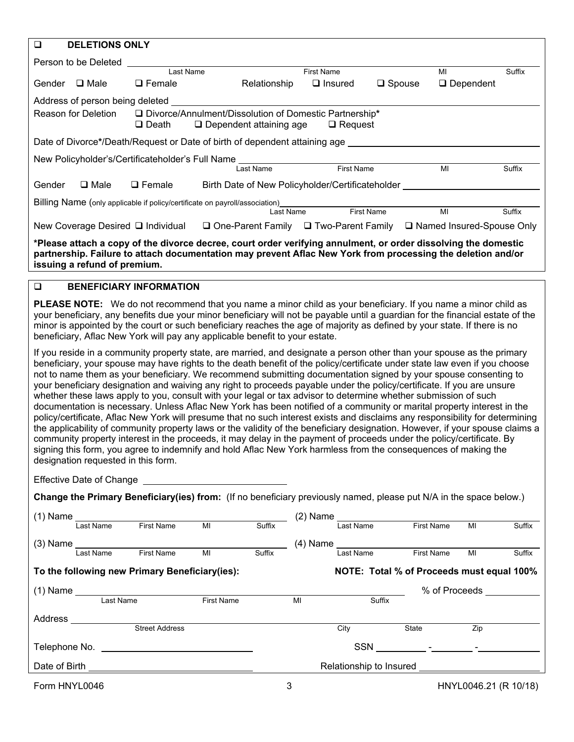## ❑ DELETIONS ONLY

Person to be Deleted ______________________________________________
Last Name First Name MI Suffix

Gender ❑ Male ❑ Female Relationship ❑ Insured ❑ Spouse ❑ Dependent

Address of person being deleted ______________________________________________

Reason for Deletion ❑ Divorce/Annulment/Dissolution of Domestic Partnership*
❑ Death ❑ Dependent attaining age ❑ Request

Date of Divorce*/Death/Request or Date of birth of dependent attaining age ______________________

New Policyholder's/Certificateholder's Full Name ______________________________________________
Last Name First Name MI Suffix

Gender ❑ Male ❑ Female Birth Date of New Policyholder/Certificateholder ______________________

Billing Name (only applicable if policy/certificate on payroll/association) ______________________________________________
Last Name First Name MI Suffix

New Coverage Desired ❑ Individual ❑ One-Parent Family ❑ Two-Parent Family ❑ Named Insured-Spouse Only

**\*Please attach a copy of the divorce decree, court order verifying annulment, or order dissolving the domestic partnership. Failure to attach documentation may prevent Aflac New York from processing the deletion and/or issuing a refund of premium.**

## ❑ BENEFICIARY INFORMATION

**PLEASE NOTE:** We do not recommend that you name a minor child as your beneficiary. If you name a minor child as your beneficiary, any benefits due your minor beneficiary will not be payable until a guardian for the financial estate of the minor is appointed by the court or such beneficiary reaches the age of majority as defined by your state. If there is no beneficiary, Aflac New York will pay any applicable benefit to your estate.

If you reside in a community property state, are married, and designate a person other than your spouse as the primary beneficiary, your spouse may have rights to the death benefit of the policy/certificate under state law even if you choose not to name them as your beneficiary. We recommend submitting documentation signed by your spouse consenting to your beneficiary designation and waiving any right to proceeds payable under the policy/certificate. If you are unsure whether these laws apply to you, consult with your legal or tax advisor to determine whether submission of such documentation is necessary. Unless Aflac New York has been notified of a community or marital property interest in the policy/certificate, Aflac New York will presume that no such interest exists and disclaims any responsibility for determining the applicability of community property laws or the validity of the beneficiary designation. However, if your spouse claims a community property interest in the proceeds, it may delay in the payment of proceeds under the policy/certificate. By signing this form, you agree to indemnify and hold Aflac New York harmless from the consequences of making the designation requested in this form.

Effective Date of Change ______________________

**Change the Primary Beneficiary(ies) from:** (If no beneficiary previously named, please put N/A in the space below.)

(1) Name ______________________________ (2) Name ______________________________
Last Name First Name MI Suffix Last Name First Name MI Suffix

(3) Name ______________________________ (4) Name ______________________________
Last Name First Name MI Suffix Last Name First Name MI Suffix

**To the following new Primary Beneficiary(ies):** **NOTE: Total % of Proceeds must equal 100%**

(1) Name ______________________________________________ % of Proceeds __________
Last Name First Name MI Suffix

Address ______________________________________________
Street Address City State Zip

Telephone No. ______________________ SSN ______ - ______ - ______

Date of Birth ______________________ Relationship to Insured ______________________

Form HNYL0046 HNYL0046.21 (R 10/18)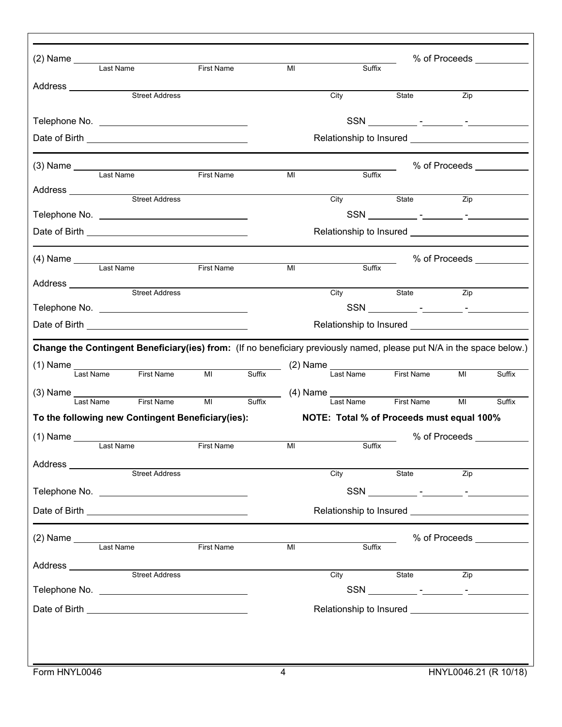(2) Name ______________________________________________ % of Proceeds __________
Last Name First Name MI Suffix

Address ______________________________________________
Street Address City State Zip

Telephone No. ______________________ SSN ________ - ________ - ________

Date of Birth ______________________ Relationship to Insured ______________________

(3) Name ______________________________________________ % of Proceeds __________
Last Name First Name MI Suffix

Address ______________________________________________
Street Address City State Zip

Telephone No. ______________________ SSN ________ - ________ - ________

Date of Birth ______________________ Relationship to Insured ______________________

(4) Name ______________________________________________ % of Proceeds __________
Last Name First Name MI Suffix

Address ______________________________________________
Street Address City State Zip

Telephone No. ______________________ SSN ________ - ________ - ________

Date of Birth ______________________ Relationship to Insured ______________________

**Change the Contingent Beneficiary(ies) from:** (If no beneficiary previously named, please put N/A in the space below.)

(1) Name ______________________ (2) Name ______________________
Last Name First Name MI Suffix Last Name First Name MI Suffix

(3) Name ______________________ (4) Name ______________________
Last Name First Name MI Suffix Last Name First Name MI Suffix

**To the following new Contingent Beneficiary(ies):** **NOTE: Total % of Proceeds must equal 100%**

(1) Name ______________________________________________ % of Proceeds __________
Last Name First Name MI Suffix

Address ______________________________________________
Street Address City State Zip

Telephone No. ______________________ SSN ________ - ________ - ________

Date of Birth ______________________ Relationship to Insured ______________________

(2) Name ______________________________________________ % of Proceeds __________
Last Name First Name MI Suffix

Address ______________________________________________
Street Address City State Zip

Telephone No. ______________________ SSN ________ - ________ - ________

Date of Birth ______________________ Relationship to Insured ______________________

Form HNYL0046 HNYL0046.21 (R 10/18)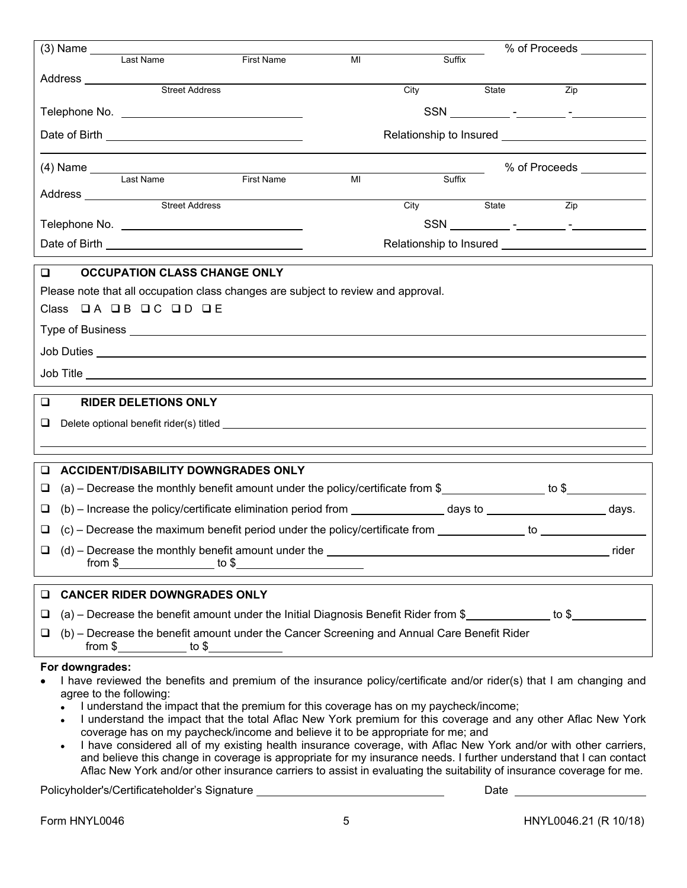(3) Name ______________________________________________ % of Proceeds __________
Last Name First Name MI Suffix

Address ______________________________________________________________
Street Address City State Zip

Telephone No. ______________________ SSN _______ - _______ - _______

Date of Birth ______________________ Relationship to Insured ______________________

(4) Name ______________________________________________ % of Proceeds __________
Last Name First Name MI Suffix

Address ______________________________________________________________
Street Address City State Zip

Telephone No. ______________________ SSN _______ - _______ - _______

Date of Birth ______________________ Relationship to Insured ______________________

☐ **OCCUPATION CLASS CHANGE ONLY**

Please note that all occupation class changes are subject to review and approval.

Class ☐ A ☐ B ☐ C ☐ D ☐ E

Type of Business ______________________________________________________________

Job Duties ______________________________________________________________

Job Title ______________________________________________________________

☐ **RIDER DELETIONS ONLY**

☐ Delete optional benefit rider(s) titled ______________________________________________________________

☐ **ACCIDENT/DISABILITY DOWNGRADES ONLY**

☐ (a) – Decrease the monthly benefit amount under the policy/certificate from $__________ to $__________

☐ (b) – Increase the policy/certificate elimination period from __________ days to __________ days.

☐ (c) – Decrease the maximum benefit period under the policy/certificate from __________ to __________

☐ (d) – Decrease the monthly benefit amount under the ______________________________ rider from $__________ to $__________

☐ **CANCER RIDER DOWNGRADES ONLY**

☐ (a) – Decrease the benefit amount under the Initial Diagnosis Benefit Rider from $__________ to $__________

☐ (b) – Decrease the benefit amount under the Cancer Screening and Annual Care Benefit Rider from $__________ to $__________

**For downgrades:**

- I have reviewed the benefits and premium of the insurance policy/certificate and/or rider(s) that I am changing and agree to the following:
  - I understand the impact that the premium for this coverage has on my paycheck/income;
  - I understand the impact that the total Aflac New York premium for this coverage and any other Aflac New York coverage has on my paycheck/income and believe it to be appropriate for me; and
  - I have considered all of my existing health insurance coverage, with Aflac New York and/or with other carriers, and believe this change in coverage is appropriate for my insurance needs. I further understand that I can contact Aflac New York and/or other insurance carriers to assist in evaluating the suitability of insurance coverage for me.

Policyholder's/Certificateholder's Signature ______________________ Date ______________

Form HNYL0046 HNYL0046.21 (R 10/18)